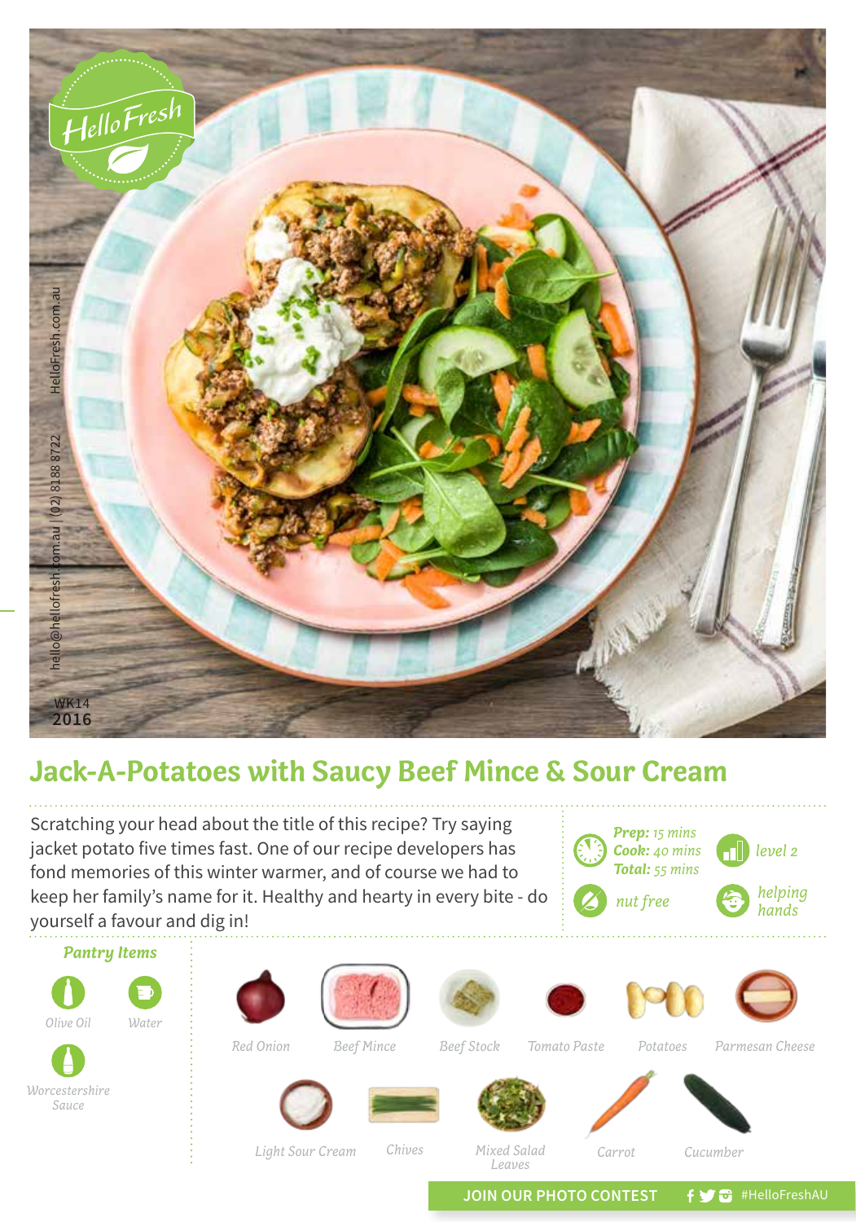HelloFresh

hello@hellofresh.com.au | (02) 8188 8722 HelloFresh.com.au

WK14
2016

# Jack-A-Potatoes with Saucy Beef Mince & Sour Cream

Scratching your head about the title of this recipe? Try saying jacket potato five times fast. One of our recipe developers has fond memories of this winter warmer, and of course we had to keep her family's name for it. Healthy and hearty in every bite - do yourself a favour and dig in!

***Prep:*** *15 mins*
***Cook:*** *40 mins*
***Total:*** *55 mins*

*level 2*

*nut free*

*helping hands*

## *Pantry Items*

*Olive Oil*

*Water*

*Worcestershire Sauce*

*Red Onion*

*Beef Mince*

*Beef Stock*

*Tomato Paste*

*Potatoes*

*Parmesan Cheese*

*Light Sour Cream*

*Chives*

*Mixed Salad Leaves*

*Carrot*

*Cucumber*

JOIN OUR PHOTO CONTEST #HelloFreshAU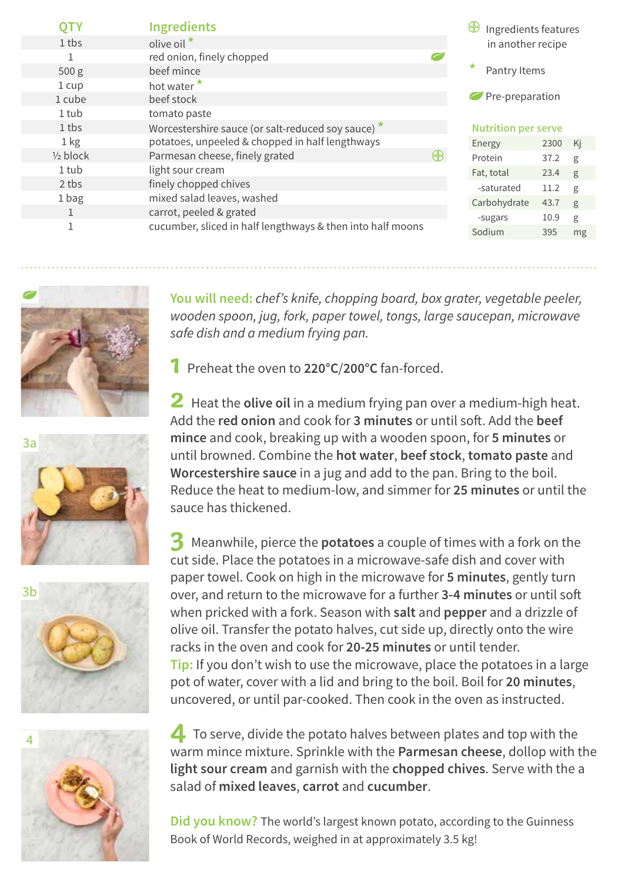| QTY | Ingredients |
| --- | --- |
| 1 tbs | olive oil * |
| 1 | red onion, finely chopped |
| 500 g | beef mince |
| 1 cup | hot water * |
| 1 cube | beef stock |
| 1 tub | tomato paste |
| 1 tbs | Worcestershire sauce (or salt-reduced soy sauce) * |
| 1 kg | potatoes, unpeeled & chopped in half lengthways |
| ½ block | Parmesan cheese, finely grated |
| 1 tub | light sour cream |
| 2 tbs | finely chopped chives |
| 1 bag | mixed salad leaves, washed |
| 1 | carrot, peeled & grated |
| 1 | cucumber, sliced in half lengthways & then into half moons |

Ingredients features in another recipe

\* Pantry Items

Pre-preparation

**Nutrition per serve**

| | | |
| --- | --- | --- |
| Energy | 2300 | Kj |
| Protein | 37.2 | g |
| Fat, total | 23.4 | g |
| -saturated | 11.2 | g |
| Carbohydrate | 43.7 | g |
| -sugars | 10.9 | g |
| Sodium | 395 | mg |

3a

3b

4

**You will need:** *chef's knife, chopping board, box grater, vegetable peeler, wooden spoon, jug, fork, paper towel, tongs, large saucepan, microwave safe dish and a medium frying pan.*

**1** Preheat the oven to **220°C**/**200°C** fan-forced.

**2** Heat the **olive oil** in a medium frying pan over a medium-high heat. Add the **red onion** and cook for **3 minutes** or until soft. Add the **beef mince** and cook, breaking up with a wooden spoon, for **5 minutes** or until browned. Combine the **hot water**, **beef stock**, **tomato paste** and **Worcestershire sauce** in a jug and add to the pan. Bring to the boil. Reduce the heat to medium-low, and simmer for **25 minutes** or until the sauce has thickened.

**3** Meanwhile, pierce the **potatoes** a couple of times with a fork on the cut side. Place the potatoes in a microwave-safe dish and cover with paper towel. Cook on high in the microwave for **5 minutes**, gently turn over, and return to the microwave for a further **3-4 minutes** or until soft when pricked with a fork. Season with **salt** and **pepper** and a drizzle of olive oil. Transfer the potato halves, cut side up, directly onto the wire racks in the oven and cook for **20-25 minutes** or until tender.
**Tip:** If you don't wish to use the microwave, place the potatoes in a large pot of water, cover with a lid and bring to the boil. Boil for **20 minutes**, uncovered, or until par-cooked. Then cook in the oven as instructed.

**4** To serve, divide the potato halves between plates and top with the warm mince mixture. Sprinkle with the **Parmesan cheese**, dollop with the **light sour cream** and garnish with the **chopped chives**. Serve with the a salad of **mixed leaves**, **carrot** and **cucumber**.

**Did you know?** The world's largest known potato, according to the Guinness Book of World Records, weighed in at approximately 3.5 kg!